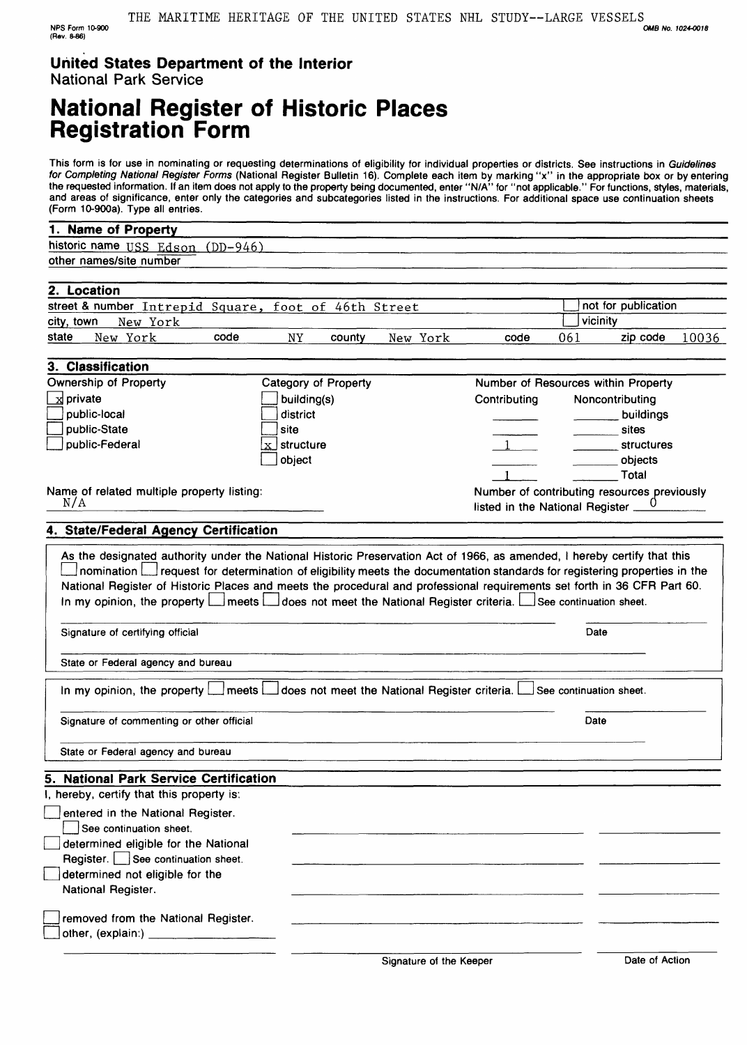THE MARITIME HERITAGE OF THE UNITED STATES NHL STUDY--LARGE VESSELS

NPS Form 10-900 (Rev. 8-86)

OMB No. 1024-0018

**United States Department of the Interior**
National Park Service

# National Register of Historic Places Registration Form

This form is for use in nominating or requesting determinations of eligibility for individual properties or districts. See instructions in *Guidelines for Completing National Register Forms* (National Register Bulletin 16). Complete each item by marking "x" in the appropriate box or by entering the requested information. If an item does not apply to the property being documented, enter "N/A" for "not applicable." For functions, styles, materials, and areas of significance, enter only the categories and subcategories listed in the instructions. For additional space use continuation sheets (Form 10-900a). Type all entries.

## 1. Name of Property

historic name USS Edson (DD-946)

other names/site number

## 2. Location

street & number Intrepid Square, foot of 46th Street ☐ not for publication

city, town New York ☐ vicinity

state New York code NY county New York code 061 zip code 10036

## 3. Classification

| Ownership of Property | Category of Property | Number of Resources within Property | | |
|---|---|---|---|---|
| | | Contributing | Noncontributing | |
| [x] private | [ ] building(s) | | | buildings |
| [ ] public-local | [ ] district | | | sites |
| [ ] public-State | [ ] site | 1 | | structures |
| [ ] public-Federal | [x] structure | | | objects |
| | [ ] object | 1 | | Total |

Name of related multiple property listing: N/A

Number of contributing resources previously listed in the National Register 0

## 4. State/Federal Agency Certification

As the designated authority under the National Historic Preservation Act of 1966, as amended, I hereby certify that this ☐ nomination ☐ request for determination of eligibility meets the documentation standards for registering properties in the National Register of Historic Places and meets the procedural and professional requirements set forth in 36 CFR Part 60. In my opinion, the property ☐ meets ☐ does not meet the National Register criteria. ☐ See continuation sheet.

Signature of certifying official Date

State or Federal agency and bureau

In my opinion, the property ☐ meets ☐ does not meet the National Register criteria. ☐ See continuation sheet.

Signature of commenting or other official Date

State or Federal agency and bureau

## 5. National Park Service Certification

I, hereby, certify that this property is:

- ☐ entered in the National Register. ☐ See continuation sheet.
- ☐ determined eligible for the National Register. ☐ See continuation sheet.
- ☐ determined not eligible for the National Register.
- ☐ removed from the National Register.
- ☐ other, (explain:)

Signature of the Keeper Date of Action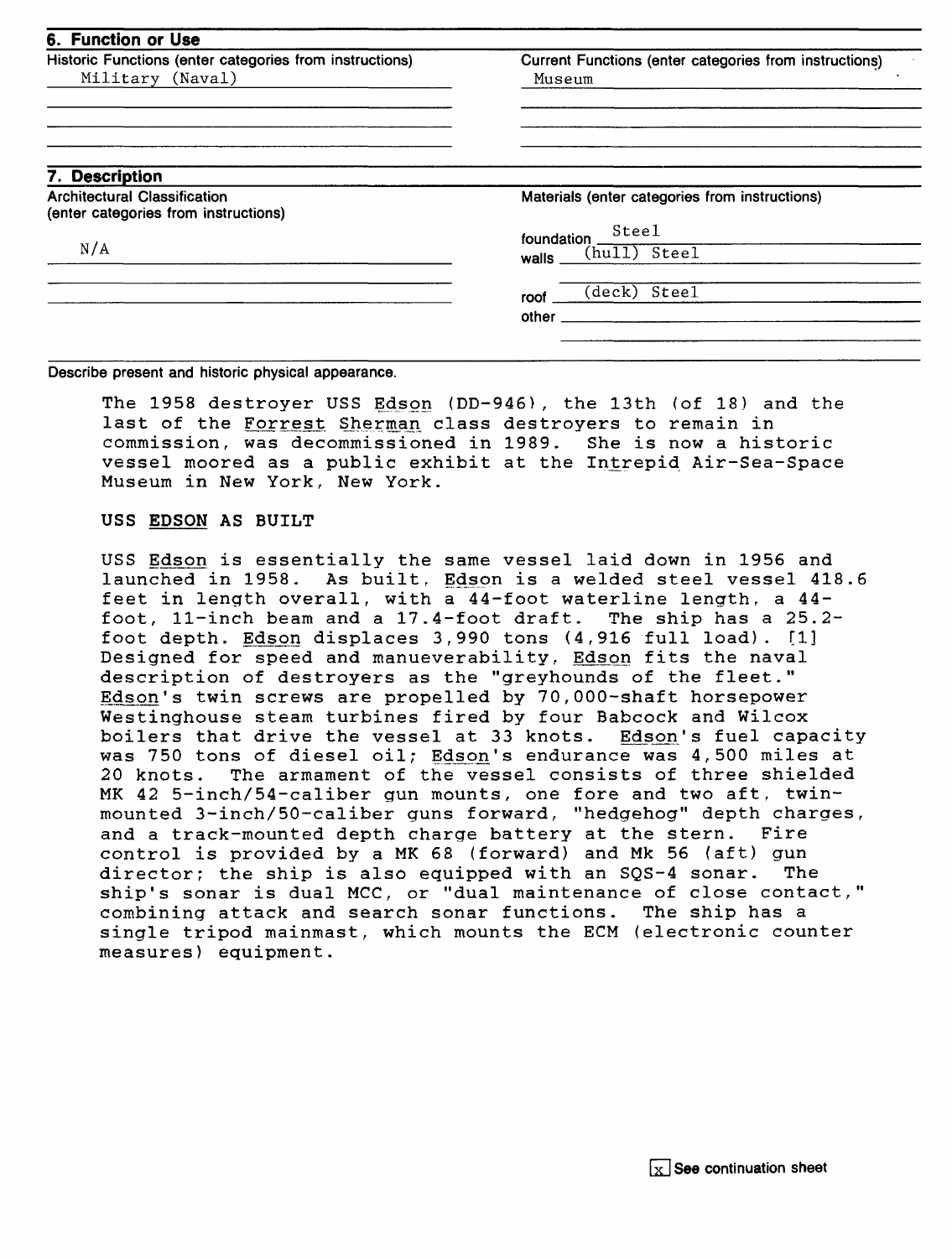## 6. Function or Use

| Historic Functions (enter categories from instructions) | Current Functions (enter categories from instructions) |
| --- | --- |
| Military (Naval) | Museum |

## 7. Description

| Architectural Classification (enter categories from instructions) | Materials (enter categories from instructions) |
| --- | --- |
| N/A | foundation Steel |
| | walls (hull) Steel |
| | roof (deck) Steel |
| | other |

Describe present and historic physical appearance.

The 1958 destroyer USS _Edson_ (DD-946), the 13th (of 18) and the last of the _Forrest Sherman_ class destroyers to remain in commission, was decommissioned in 1989. She is now a historic vessel moored as a public exhibit at the Intrepid Air-Sea-Space Museum in New York, New York.

USS EDSON AS BUILT

USS _Edson_ is essentially the same vessel laid down in 1956 and launched in 1958. As built, _Edson_ is a welded steel vessel 418.6 feet in length overall, with a 44-foot waterline length, a 44-foot, 11-inch beam and a 17.4-foot draft. The ship has a 25.2-foot depth. _Edson_ displaces 3,990 tons (4,916 full load). [1] Designed for speed and manueverability, _Edson_ fits the naval description of destroyers as the "greyhounds of the fleet." _Edson_'s twin screws are propelled by 70,000-shaft horsepower Westinghouse steam turbines fired by four Babcock and Wilcox boilers that drive the vessel at 33 knots. _Edson_'s fuel capacity was 750 tons of diesel oil; _Edson_'s endurance was 4,500 miles at 20 knots. The armament of the vessel consists of three shielded MK 42 5-inch/54-caliber gun mounts, one fore and two aft, twin-mounted 3-inch/50-caliber guns forward, "hedgehog" depth charges, and a track-mounted depth charge battery at the stern. Fire control is provided by a MK 68 (forward) and Mk 56 (aft) gun director; the ship is also equipped with an SQS-4 sonar. The ship's sonar is dual MCC, or "dual maintenance of close contact," combining attack and search sonar functions. The ship has a single tripod mainmast, which mounts the ECM (electronic counter measures) equipment.

[x] See continuation sheet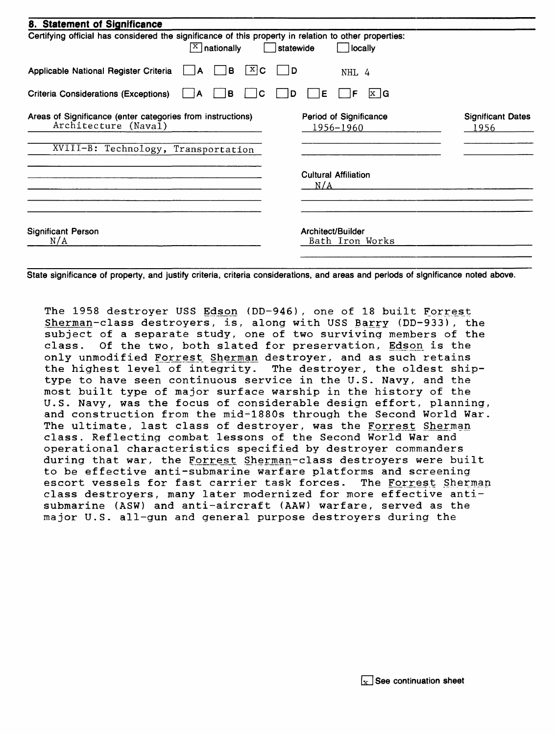## 8. Statement of Significance

Certifying official has considered the significance of this property in relation to other properties:

[X] nationally [ ] statewide [ ] locally

Applicable National Register Criteria [ ] A [ ] B [X] C [ ] D NHL 4

Criteria Considerations (Exceptions) [ ] A [ ] B [ ] C [ ] D [ ] E [ ] F [X] G

| Areas of Significance (enter categories from instructions) | Period of Significance | Significant Dates |
|---|---|---|
| Architecture (Naval) | 1956-1960 | 1956 |
| XVIII-B: Technology, Transportation | | |

Cultural Affiliation
N/A

Significant Person
N/A

Architect/Builder
Bath Iron Works

State significance of property, and justify criteria, criteria considerations, and areas and periods of significance noted above.

The 1958 destroyer USS _Edson_ (DD-946), one of 18 built _Forrest Sherman_-class destroyers, is, along with USS _Barry_ (DD-933), the subject of a separate study, one of two surviving members of the class. Of the two, both slated for preservation, _Edson_ is the only unmodified _Forrest Sherman_ destroyer, and as such retains the highest level of integrity. The destroyer, the oldest ship-type to have seen continuous service in the U.S. Navy, and the most built type of major surface warship in the history of the U.S. Navy, was the focus of considerable design effort, planning, and construction from the mid-1880s through the Second World War. The ultimate, last class of destroyer, was the _Forrest Sherman_ class. Reflecting combat lessons of the Second World War and operational characteristics specified by destroyer commanders during that war, the _Forrest Sherman_-class destroyers were built to be effective anti-submarine warfare platforms and screening escort vessels for fast carrier task forces. The _Forrest Sherman_ class destroyers, many later modernized for more effective anti-submarine (ASW) and anti-aircraft (AAW) warfare, served as the major U.S. all-gun and general purpose destroyers during the

[x] See continuation sheet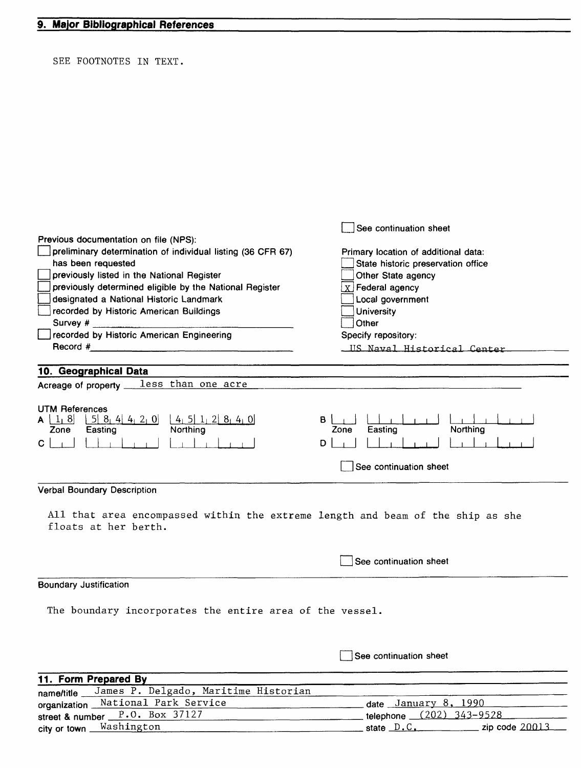## 9. Major Bibliographical References

SEE FOOTNOTES IN TEXT.

[ ] See continuation sheet

Previous documentation on file (NPS):

- [ ] preliminary determination of individual listing (36 CFR 67) has been requested
- [ ] previously listed in the National Register
- [ ] previously determined eligible by the National Register
- [ ] designated a National Historic Landmark
- [ ] recorded by Historic American Buildings Survey # ______
- [ ] recorded by Historic American Engineering Record # ______

Primary location of additional data:

- [ ] State historic preservation office
- [ ] Other State agency
- [X] Federal agency
- [ ] Local government
- [ ] University
- [ ] Other

Specify repository: US Naval Historical Center

## 10. Geographical Data

Acreage of property less than one acre

UTM References

| | Zone | Easting | Northing |
|---|---|---|---|
| A | 18 | 584420 | 4512840 |
| B | | | |
| C | | | |
| D | | | |

[ ] See continuation sheet

Verbal Boundary Description

All that area encompassed within the extreme length and beam of the ship as she floats at her berth.

[ ] See continuation sheet

Boundary Justification

The boundary incorporates the entire area of the vessel.

[ ] See continuation sheet

## 11. Form Prepared By

name/title James P. Delgado, Maritime Historian

organization National Park Service | date January 8, 1990

street & number P.O. Box 37127 | telephone (202) 343-9528

city or town Washington | state D.C. | zip code 20013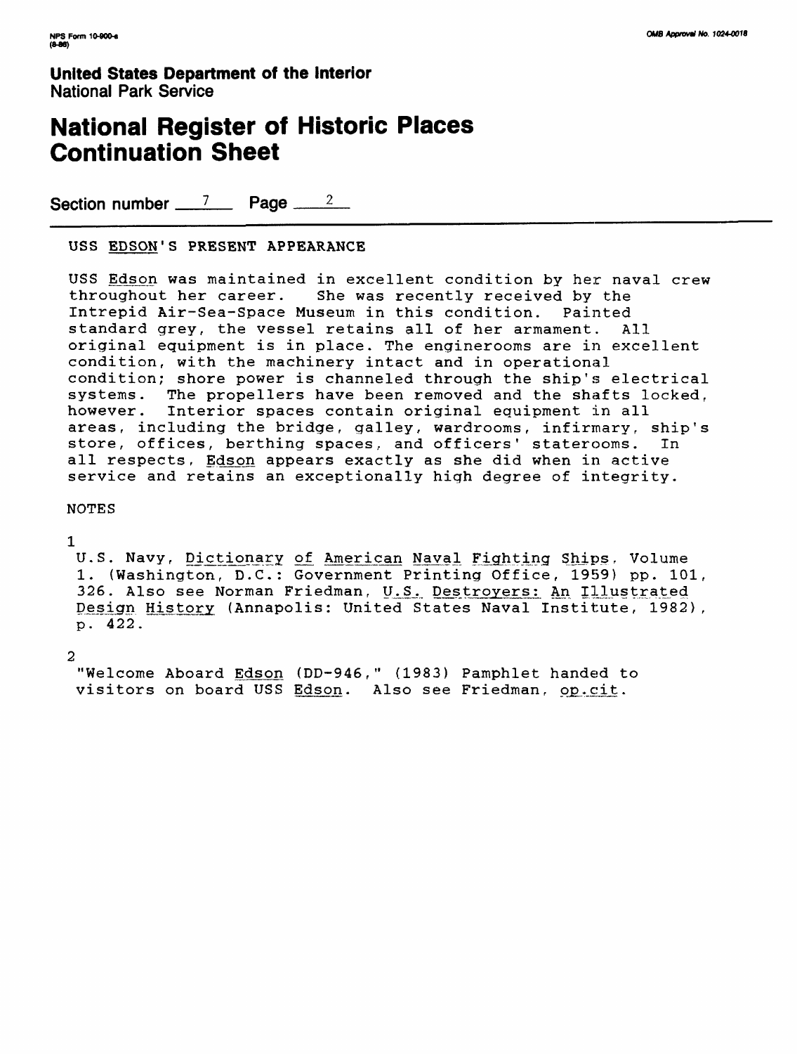**United States Department of the Interior**
National Park Service

# National Register of Historic Places Continuation Sheet

Section number 7 Page 2

## USS EDSON'S PRESENT APPEARANCE

USS Edson was maintained in excellent condition by her naval crew throughout her career. She was recently received by the Intrepid Air-Sea-Space Museum in this condition. Painted standard grey, the vessel retains all of her armament. All original equipment is in place. The enginerooms are in excellent condition, with the machinery intact and in operational condition; shore power is channeled through the ship's electrical systems. The propellers have been removed and the shafts locked, however. Interior spaces contain original equipment in all areas, including the bridge, galley, wardrooms, infirmary, ship's store, offices, berthing spaces, and officers' staterooms. In all respects, Edson appears exactly as she did when in active service and retains an exceptionally high degree of integrity.

NOTES

1
U.S. Navy, Dictionary of American Naval Fighting Ships, Volume 1. (Washington, D.C.: Government Printing Office, 1959) pp. 101, 326. Also see Norman Friedman, U.S. Destroyers: An Illustrated Design History (Annapolis: United States Naval Institute, 1982), p. 422.

2
"Welcome Aboard Edson (DD-946," (1983) Pamphlet handed to visitors on board USS Edson. Also see Friedman, op.cit.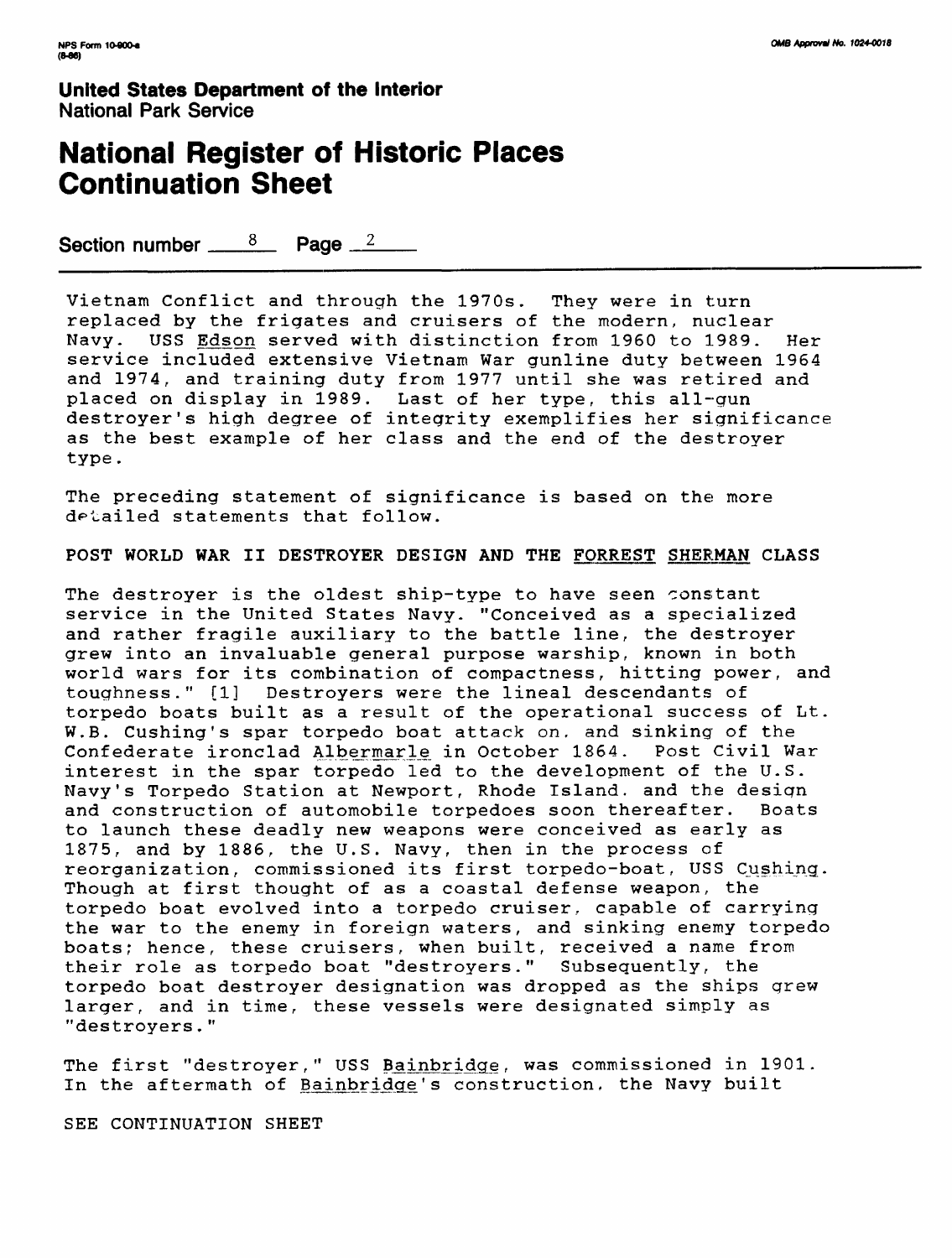Vietnam Conflict and through the 1970s. They were in turn replaced by the frigates and cruisers of the modern, nuclear Navy. USS *Edson* served with distinction from 1960 to 1989. Her service included extensive Vietnam War gunline duty between 1964 and 1974, and training duty from 1977 until she was retired and placed on display in 1989. Last of her type, this all-gun destroyer's high degree of integrity exemplifies her significance as the best example of her class and the end of the destroyer type.

The preceding statement of significance is based on the more detailed statements that follow.

POST WORLD WAR II DESTROYER DESIGN AND THE *FORREST SHERMAN* CLASS

The destroyer is the oldest ship-type to have seen constant service in the United States Navy. "Conceived as a specialized and rather fragile auxiliary to the battle line, the destroyer grew into an invaluable general purpose warship, known in both world wars for its combination of compactness, hitting power, and toughness." [1] Destroyers were the lineal descendants of torpedo boats built as a result of the operational success of Lt. W.B. Cushing's spar torpedo boat attack on, and sinking of the Confederate ironclad *Albermarle* in October 1864. Post Civil War interest in the spar torpedo led to the development of the U.S. Navy's Torpedo Station at Newport, Rhode Island, and the design and construction of automobile torpedoes soon thereafter. Boats to launch these deadly new weapons were conceived as early as 1875, and by 1886, the U.S. Navy, then in the process of reorganization, commissioned its first torpedo-boat, USS *Cushing*. Though at first thought of as a coastal defense weapon, the torpedo boat evolved into a torpedo cruiser, capable of carrying the war to the enemy in foreign waters, and sinking enemy torpedo boats; hence, these cruisers, when built, received a name from their role as torpedo boat "destroyers." Subsequently, the torpedo boat destroyer designation was dropped as the ships grew larger, and in time, these vessels were designated simply as "destroyers."

The first "destroyer," USS *Bainbridge*, was commissioned in 1901. In the aftermath of *Bainbridge*'s construction, the Navy built

SEE CONTINUATION SHEET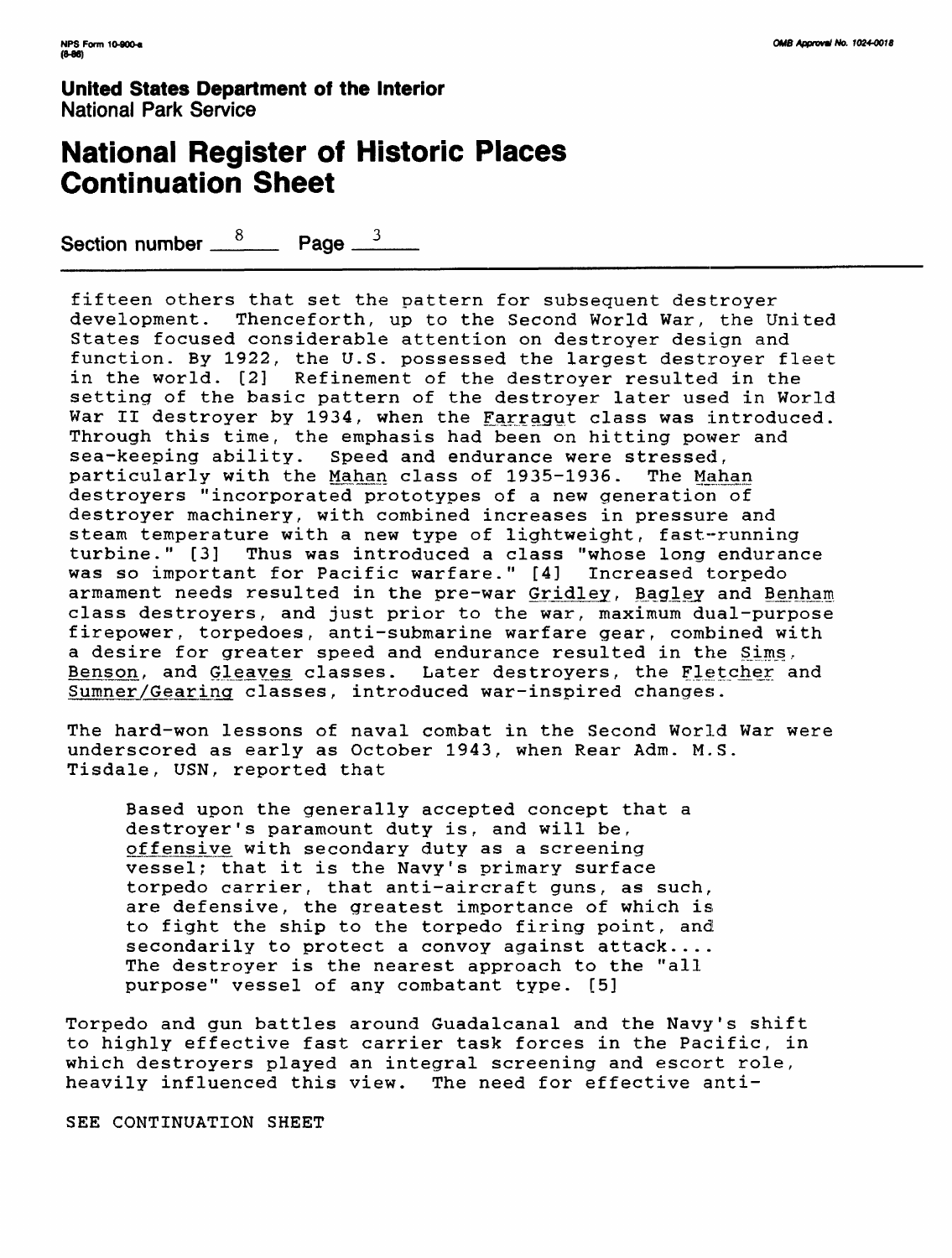fifteen others that set the pattern for subsequent destroyer development. Thenceforth, up to the Second World War, the United States focused considerable attention on destroyer design and function. By 1922, the U.S. possessed the largest destroyer fleet in the world. [2] Refinement of the destroyer resulted in the setting of the basic pattern of the destroyer later used in World War II destroyer by 1934, when the _Farragut_ class was introduced. Through this time, the emphasis had been on hitting power and sea-keeping ability. Speed and endurance were stressed, particularly with the _Mahan_ class of 1935-1936. The _Mahan_ destroyers "incorporated prototypes of a new generation of destroyer machinery, with combined increases in pressure and steam temperature with a new type of lightweight, fast-running turbine." [3] Thus was introduced a class "whose long endurance was so important for Pacific warfare." [4] Increased torpedo armament needs resulted in the pre-war _Gridley_, _Bagley_ and _Benham_ class destroyers, and just prior to the war, maximum dual-purpose firepower, torpedoes, anti-submarine warfare gear, combined with a desire for greater speed and endurance resulted in the _Sims_, _Benson_, and _Gleaves_ classes. Later destroyers, the _Fletcher_ and _Sumner/Gearing_ classes, introduced war-inspired changes.

The hard-won lessons of naval combat in the Second World War were underscored as early as October 1943, when Rear Adm. M.S. Tisdale, USN, reported that

> Based upon the generally accepted concept that a destroyer's paramount duty is, and will be, _offensive_ with secondary duty as a screening vessel; that it is the Navy's primary surface torpedo carrier, that anti-aircraft guns, as such, are defensive, the greatest importance of which is to fight the ship to the torpedo firing point, and secondarily to protect a convoy against attack.... The destroyer is the nearest approach to the "all purpose" vessel of any combatant type. [5]

Torpedo and gun battles around Guadalcanal and the Navy's shift to highly effective fast carrier task forces in the Pacific, in which destroyers played an integral screening and escort role, heavily influenced this view. The need for effective anti-

SEE CONTINUATION SHEET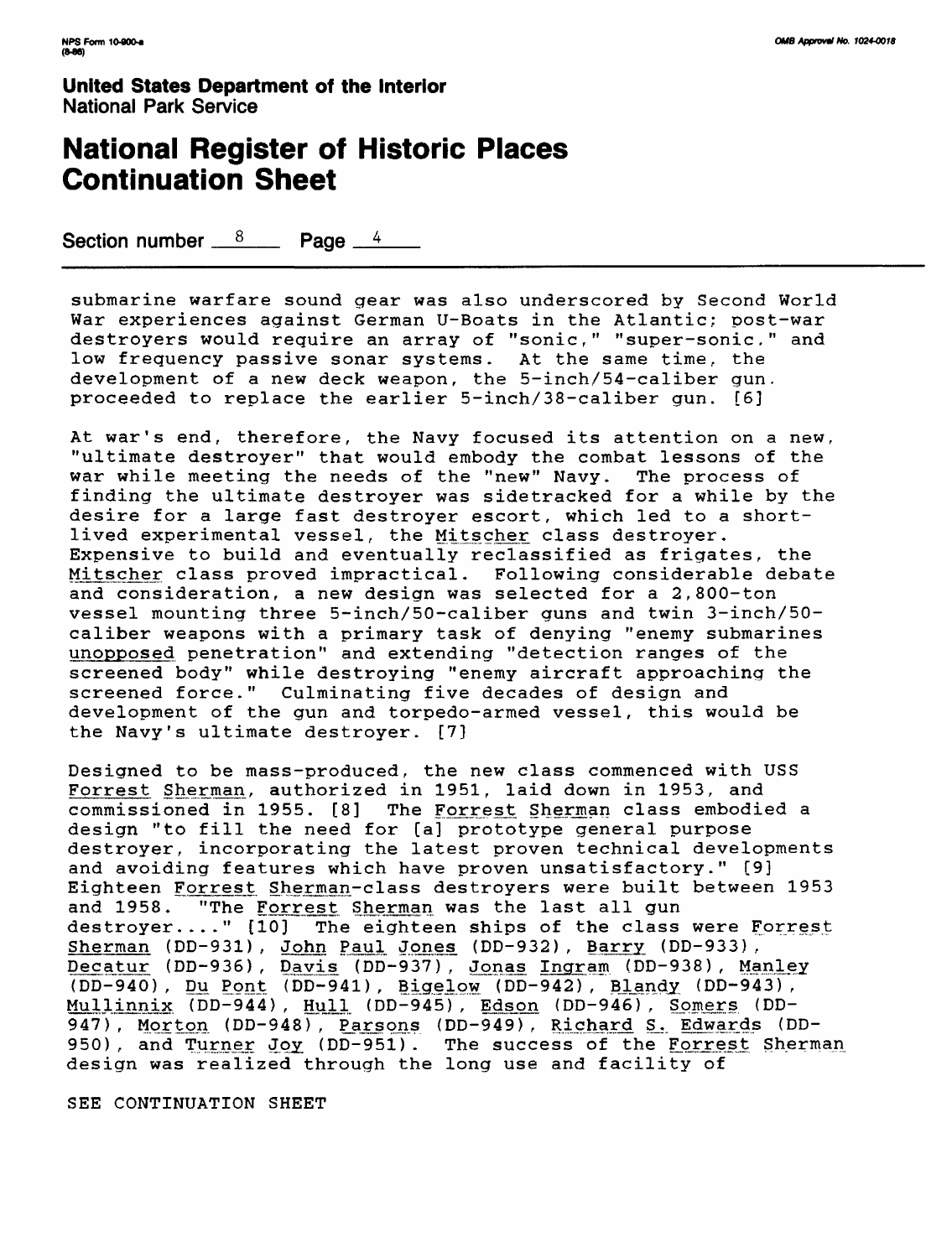**United States Department of the Interior**
National Park Service

# National Register of Historic Places Continuation Sheet

Section number 8 Page 4

submarine warfare sound gear was also underscored by Second World War experiences against German U-Boats in the Atlantic; post-war destroyers would require an array of "sonic," "super-sonic," and low frequency passive sonar systems. At the same time, the development of a new deck weapon, the 5-inch/54-caliber gun. proceeded to replace the earlier 5-inch/38-caliber gun. [6]

At war's end, therefore, the Navy focused its attention on a new, "ultimate destroyer" that would embody the combat lessons of the war while meeting the needs of the "new" Navy. The process of finding the ultimate destroyer was sidetracked for a while by the desire for a large fast destroyer escort, which led to a short-lived experimental vessel, the Mitscher class destroyer. Expensive to build and eventually reclassified as frigates, the Mitscher class proved impractical. Following considerable debate and consideration, a new design was selected for a 2,800-ton vessel mounting three 5-inch/50-caliber guns and twin 3-inch/50-caliber weapons with a primary task of denying "enemy submarines unopposed penetration" and extending "detection ranges of the screened body" while destroying "enemy aircraft approaching the screened force." Culminating five decades of design and development of the gun and torpedo-armed vessel, this would be the Navy's ultimate destroyer. [7]

Designed to be mass-produced, the new class commenced with USS Forrest Sherman, authorized in 1951, laid down in 1953, and commissioned in 1955. [8] The Forrest Sherman class embodied a design "to fill the need for [a] prototype general purpose destroyer, incorporating the latest proven technical developments and avoiding features which have proven unsatisfactory." [9] Eighteen Forrest Sherman-class destroyers were built between 1953 and 1958. "The Forrest Sherman was the last all gun destroyer...." [10] The eighteen ships of the class were Forrest Sherman (DD-931), John Paul Jones (DD-932), Barry (DD-933), Decatur (DD-936), Davis (DD-937), Jonas Ingram (DD-938), Manley (DD-940), Du Pont (DD-941), Bigelow (DD-942), Blandy (DD-943), Mullinnix (DD-944), Hull (DD-945), Edson (DD-946), Somers (DD-947), Morton (DD-948), Parsons (DD-949), Richard S. Edwards (DD-950), and Turner Joy (DD-951). The success of the Forrest Sherman design was realized through the long use and facility of

SEE CONTINUATION SHEET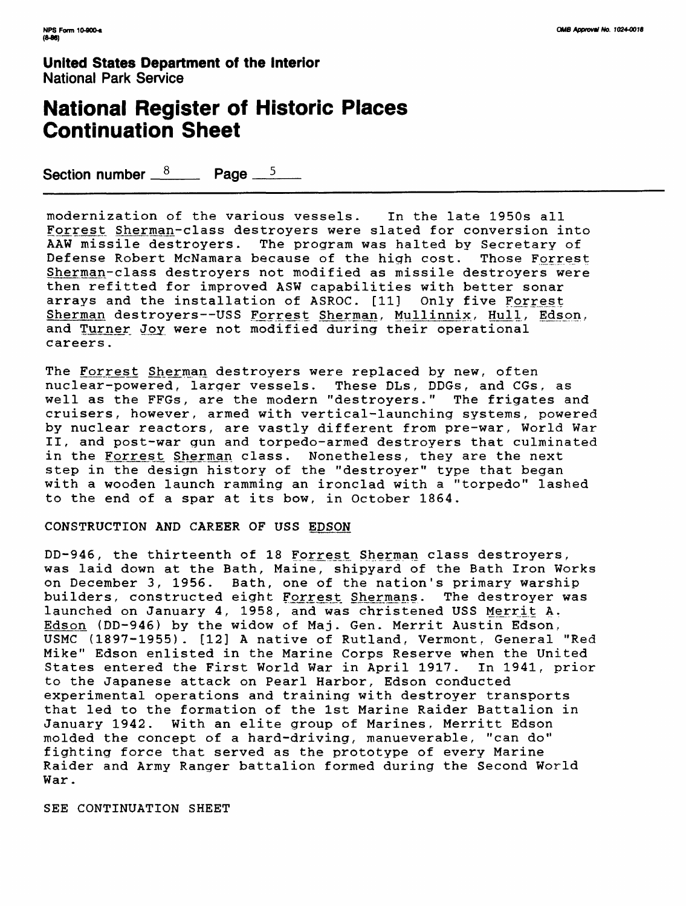**United States Department of the Interior**
National Park Service

# National Register of Historic Places Continuation Sheet

Section number 8 Page 5

modernization of the various vessels. In the late 1950s all *Forrest Sherman*-class destroyers were slated for conversion into AAW missile destroyers. The program was halted by Secretary of Defense Robert McNamara because of the high cost. Those *Forrest Sherman*-class destroyers not modified as missile destroyers were then refitted for improved ASW capabilities with better sonar arrays and the installation of ASROC. [11] Only five *Forrest Sherman* destroyers--USS *Forrest Sherman*, *Mullinnix*, *Hull*, *Edson*, and *Turner Joy* were not modified during their operational careers.

The *Forrest Sherman* destroyers were replaced by new, often nuclear-powered, larger vessels. These DLs, DDGs, and CGs, as well as the FFGs, are the modern "destroyers." The frigates and cruisers, however, armed with vertical-launching systems, powered by nuclear reactors, are vastly different from pre-war, World War II, and post-war gun and torpedo-armed destroyers that culminated in the *Forrest Sherman* class. Nonetheless, they are the next step in the design history of the "destroyer" type that began with a wooden launch ramming an ironclad with a "torpedo" lashed to the end of a spar at its bow, in October 1864.

## CONSTRUCTION AND CAREER OF USS *EDSON*

DD-946, the thirteenth of 18 *Forrest Sherman* class destroyers, was laid down at the Bath, Maine, shipyard of the Bath Iron Works on December 3, 1956. Bath, one of the nation's primary warship builders, constructed eight *Forrest Shermans*. The destroyer was launched on January 4, 1958, and was christened USS *Merrit A. Edson* (DD-946) by the widow of Maj. Gen. Merrit Austin Edson, USMC (1897-1955). [12] A native of Rutland, Vermont, General "Red Mike" Edson enlisted in the Marine Corps Reserve when the United States entered the First World War in April 1917. In 1941, prior to the Japanese attack on Pearl Harbor, Edson conducted experimental operations and training with destroyer transports that led to the formation of the 1st Marine Raider Battalion in January 1942. With an elite group of Marines, Merritt Edson molded the concept of a hard-driving, manueverable, "can do" fighting force that served as the prototype of every Marine Raider and Army Ranger battalion formed during the Second World War.

SEE CONTINUATION SHEET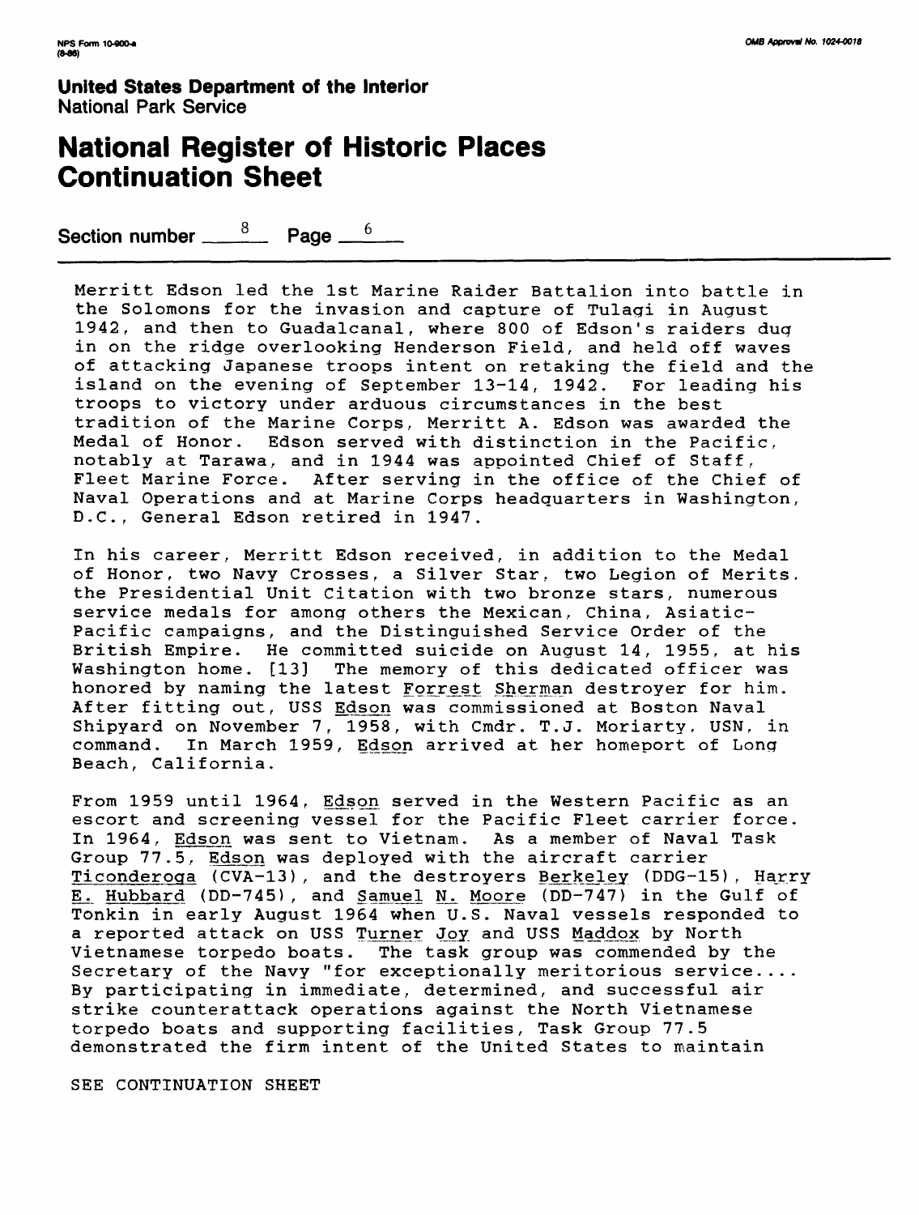**United States Department of the Interior**
National Park Service

# National Register of Historic Places Continuation Sheet

Section number 8 Page 6

Merritt Edson led the 1st Marine Raider Battalion into battle in the Solomons for the invasion and capture of Tulagi in August 1942, and then to Guadalcanal, where 800 of Edson's raiders dug in on the ridge overlooking Henderson Field, and held off waves of attacking Japanese troops intent on retaking the field and the island on the evening of September 13-14, 1942. For leading his troops to victory under arduous circumstances in the best tradition of the Marine Corps, Merritt A. Edson was awarded the Medal of Honor. Edson served with distinction in the Pacific, notably at Tarawa, and in 1944 was appointed Chief of Staff, Fleet Marine Force. After serving in the office of the Chief of Naval Operations and at Marine Corps headquarters in Washington, D.C., General Edson retired in 1947.

In his career, Merritt Edson received, in addition to the Medal of Honor, two Navy Crosses, a Silver Star, two Legion of Merits, the Presidential Unit Citation with two bronze stars, numerous service medals for among others the Mexican, China, Asiatic-Pacific campaigns, and the Distinguished Service Order of the British Empire. He committed suicide on August 14, 1955, at his Washington home. [13] The memory of this dedicated officer was honored by naming the latest Forrest Sherman destroyer for him. After fitting out, USS Edson was commissioned at Boston Naval Shipyard on November 7, 1958, with Cmdr. T.J. Moriarty, USN, in command. In March 1959, Edson arrived at her homeport of Long Beach, California.

From 1959 until 1964, Edson served in the Western Pacific as an escort and screening vessel for the Pacific Fleet carrier force. In 1964, Edson was sent to Vietnam. As a member of Naval Task Group 77.5, Edson was deployed with the aircraft carrier Ticonderoga (CVA-13), and the destroyers Berkeley (DDG-15), Harry E. Hubbard (DD-745), and Samuel N. Moore (DD-747) in the Gulf of Tonkin in early August 1964 when U.S. Naval vessels responded to a reported attack on USS Turner Joy and USS Maddox by North Vietnamese torpedo boats. The task group was commended by the Secretary of the Navy "for exceptionally meritorious service.... By participating in immediate, determined, and successful air strike counterattack operations against the North Vietnamese torpedo boats and supporting facilities, Task Group 77.5 demonstrated the firm intent of the United States to maintain

SEE CONTINUATION SHEET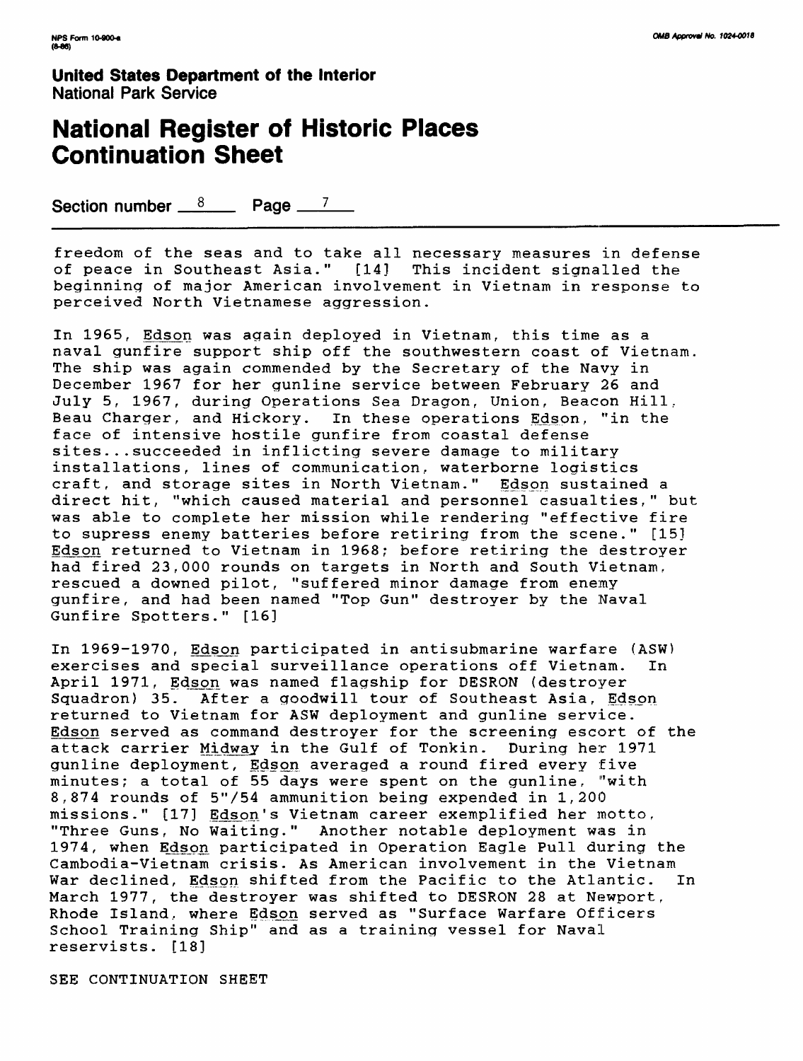freedom of the seas and to take all necessary measures in defense of peace in Southeast Asia." [14] This incident signalled the beginning of major American involvement in Vietnam in response to perceived North Vietnamese aggression.

In 1965, *Edson* was again deployed in Vietnam, this time as a naval gunfire support ship off the southwestern coast of Vietnam. The ship was again commended by the Secretary of the Navy in December 1967 for her gunline service between February 26 and July 5, 1967, during Operations Sea Dragon, Union, Beacon Hill, Beau Charger, and Hickory. In these operations *Edson*, "in the face of intensive hostile gunfire from coastal defense sites...succeeded in inflicting severe damage to military installations, lines of communication, waterborne logistics craft, and storage sites in North Vietnam." *Edson* sustained a direct hit, "which caused material and personnel casualties," but was able to complete her mission while rendering "effective fire to supress enemy batteries before retiring from the scene." [15] *Edson* returned to Vietnam in 1968; before retiring the destroyer had fired 23,000 rounds on targets in North and South Vietnam, rescued a downed pilot, "suffered minor damage from enemy gunfire, and had been named "Top Gun" destroyer by the Naval Gunfire Spotters." [16]

In 1969-1970, *Edson* participated in antisubmarine warfare (ASW) exercises and special surveillance operations off Vietnam. In April 1971, *Edson* was named flagship for DESRON (destroyer Squadron) 35. After a goodwill tour of Southeast Asia, *Edson* returned to Vietnam for ASW deployment and gunline service. *Edson* served as command destroyer for the screening escort of the attack carrier *Midway* in the Gulf of Tonkin. During her 1971 gunline deployment, *Edson* averaged a round fired every five minutes; a total of 55 days were spent on the gunline, "with 8,874 rounds of 5"/54 ammunition being expended in 1,200 missions." [17] *Edson*'s Vietnam career exemplified her motto, "Three Guns, No Waiting." Another notable deployment was in 1974, when *Edson* participated in Operation Eagle Pull during the Cambodia-Vietnam crisis. As American involvement in the Vietnam War declined, *Edson* shifted from the Pacific to the Atlantic. In March 1977, the destroyer was shifted to DESRON 28 at Newport, Rhode Island, where *Edson* served as "Surface Warfare Officers School Training Ship" and as a training vessel for Naval reservists. [18]

SEE CONTINUATION SHEET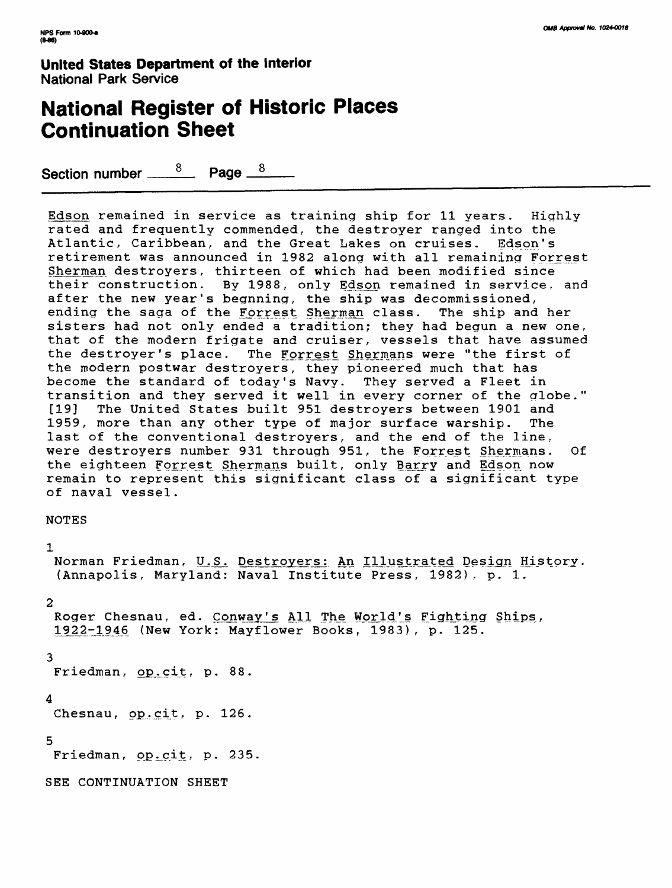United States Department of the Interior
National Park Service

# National Register of Historic Places Continuation Sheet

Section number 8 Page 8

Edson remained in service as training ship for 11 years. Highly rated and frequently commended, the destroyer ranged into the Atlantic, Caribbean, and the Great Lakes on cruises. Edson's retirement was announced in 1982 along with all remaining Forrest Sherman destroyers, thirteen of which had been modified since their construction. By 1988, only Edson remained in service, and after the new year's begnning, the ship was decommissioned, ending the saga of the Forrest Sherman class. The ship and her sisters had not only ended a tradition; they had begun a new one, that of the modern frigate and cruiser, vessels that have assumed the destroyer's place. The Forrest Shermans were "the first of the modern postwar destroyers, they pioneered much that has become the standard of today's Navy. They served a Fleet in transition and they served it well in every corner of the globe." [19] The United States built 951 destroyers between 1901 and 1959, more than any other type of major surface warship. The last of the conventional destroyers, and the end of the line, were destroyers number 931 through 951, the Forrest Shermans. Of the eighteen Forrest Shermans built, only Barry and Edson now remain to represent this significant class of a significant type of naval vessel.

NOTES

1
Norman Friedman, U.S. Destroyers: An Illustrated Design History. (Annapolis, Maryland: Naval Institute Press, 1982), p. 1.

2
Roger Chesnau, ed. Conway's All The World's Fighting Ships, 1922-1946 (New York: Mayflower Books, 1983), p. 125.

3
Friedman, op.cit, p. 88.

4
Chesnau, op.cit, p. 126.

5
Friedman, op.cit, p. 235.

SEE CONTINUATION SHEET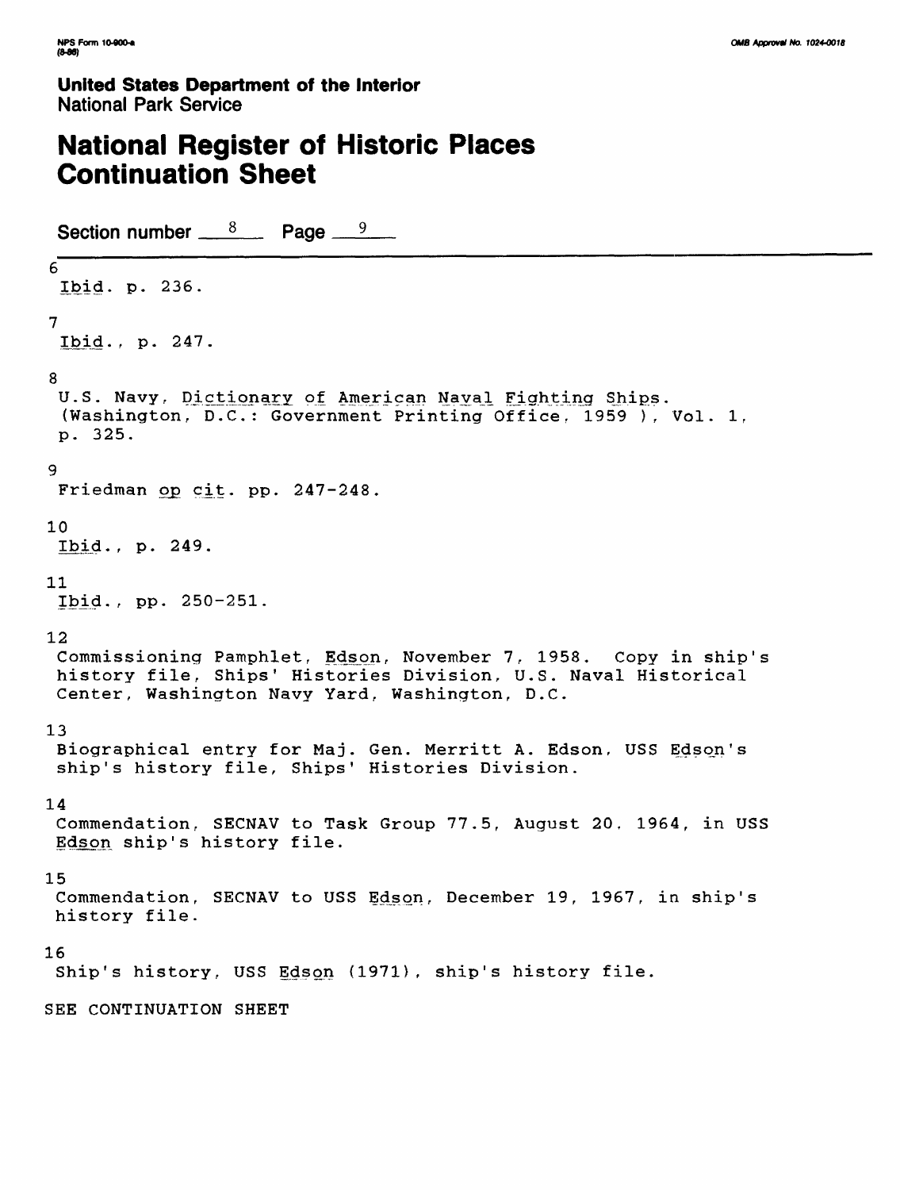**United States Department of the Interior**
National Park Service

# National Register of Historic Places Continuation Sheet

Section number 8 Page 9

6
*Ibid*. p. 236.

7
*Ibid*., p. 247.

8
U.S. Navy, *Dictionary of American Naval Fighting Ships*. (Washington, D.C.: Government Printing Office, 1959 ), Vol. 1, p. 325.

9
Friedman *op cit*. pp. 247-248.

10
*Ibid*., p. 249.

11
*Ibid*., pp. 250-251.

12
Commissioning Pamphlet, *Edson*, November 7, 1958. Copy in ship's history file, Ships' Histories Division, U.S. Naval Historical Center, Washington Navy Yard, Washington, D.C.

13
Biographical entry for Maj. Gen. Merritt A. Edson, USS *Edson*'s ship's history file, Ships' Histories Division.

14
Commendation, SECNAV to Task Group 77.5, August 20. 1964, in USS *Edson* ship's history file.

15
Commendation, SECNAV to USS *Edson*, December 19, 1967, in ship's history file.

16
Ship's history, USS *Edson* (1971), ship's history file.

SEE CONTINUATION SHEET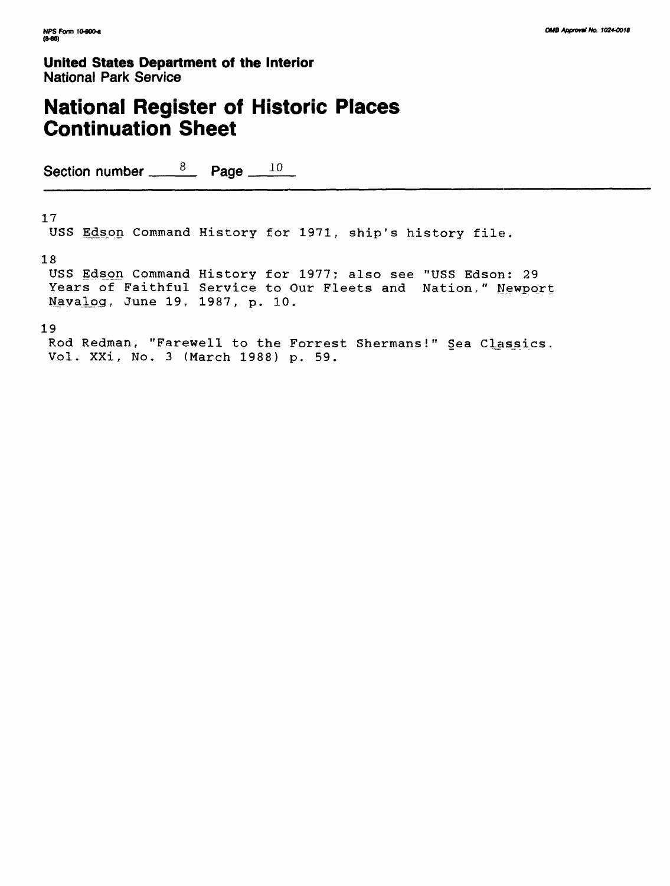# National Register of Historic Places Continuation Sheet

Section number 8 Page 10

17
USS Edson Command History for 1971, ship's history file.

18
USS Edson Command History for 1977; also see "USS Edson: 29 Years of Faithful Service to Our Fleets and Nation," Newport Navalog, June 19, 1987, p. 10.

19
Rod Redman, "Farewell to the Forrest Shermans!" Sea Classics. Vol. XXi, No. 3 (March 1988) p. 59.